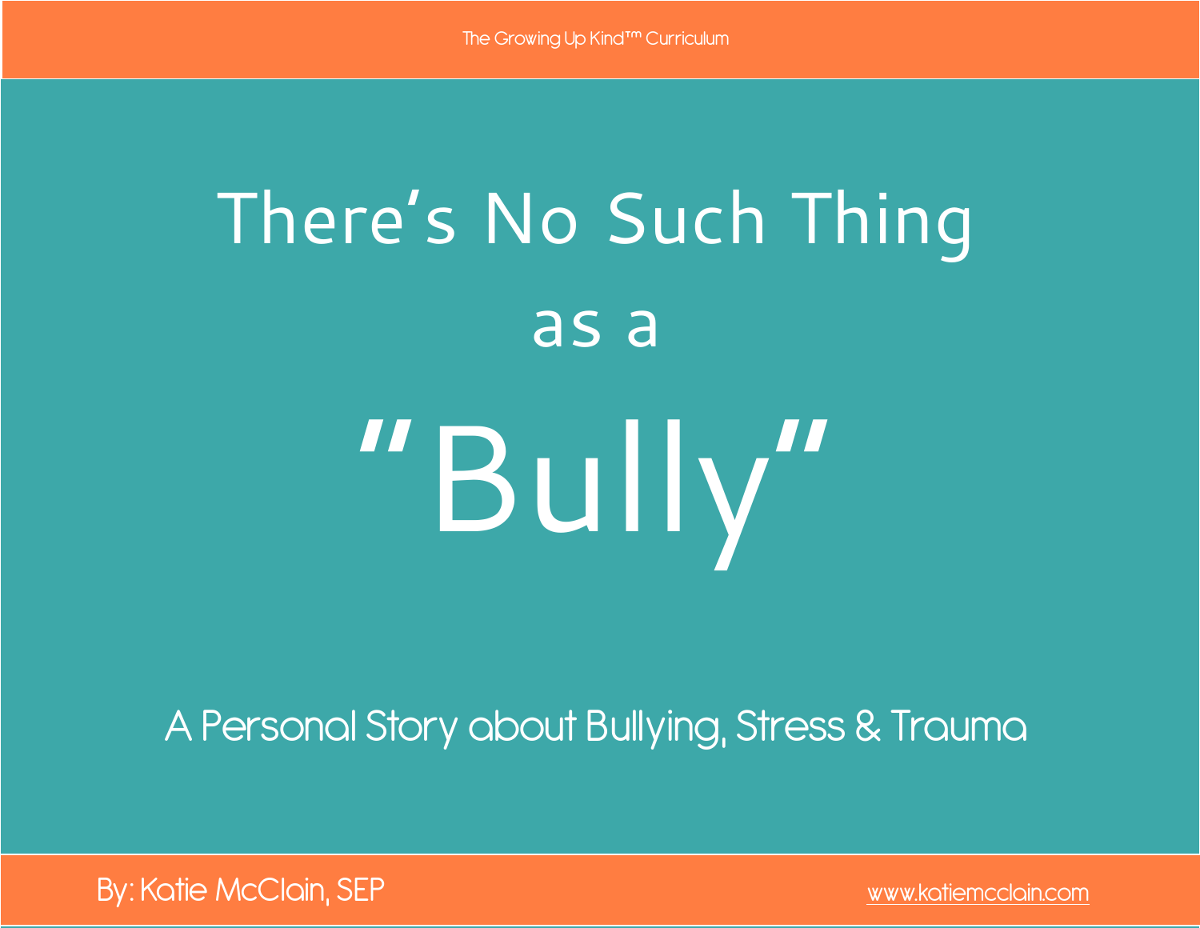The Growing Up Kind™ Curriculum

# There's No Such Thing as a "Bully"

## A Personal Story about Bullying, Stress & Trauma

By: Katie McClain, SEP

www.katiemcclain.com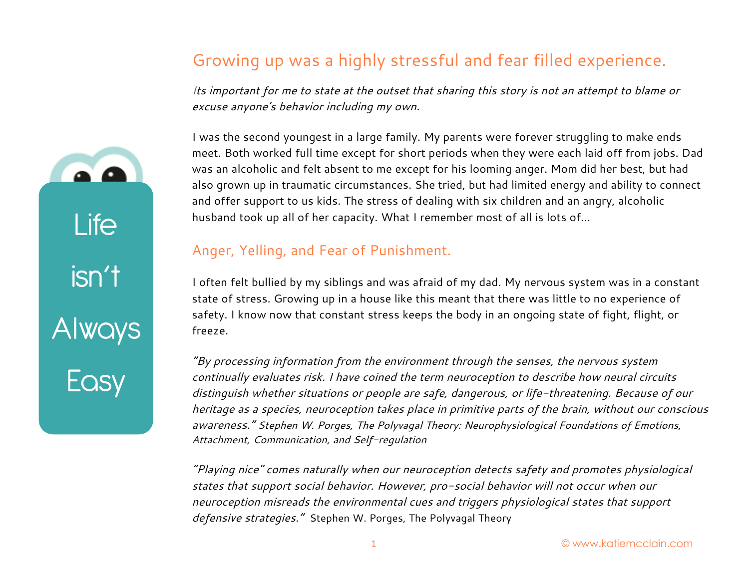Life isn't Always Easy

## Growing up was a highly stressful and fear filled experience.

*Its important for me to state at the outset that sharing this story is not an attempt to blame or excuse anyone's behavior including my own.*

I was the second youngest in a large family. My parents were forever struggling to make ends meet. Both worked full time except for short periods when they were each laid off from jobs. Dad was an alcoholic and felt absent to me except for his looming anger. Mom did her best, but had also grown up in traumatic circumstances. She tried, but had limited energy and ability to connect and offer support to us kids. The stress of dealing with six children and an angry, alcoholic husband took up all of her capacity. What I remember most of all is lots of...

### Anger, Yelling, and Fear of Punishment.

I often felt bullied by my siblings and was afraid of my dad. My nervous system was in a constant state of stress. Growing up in a house like this meant that there was little to no experience of safety. I know now that constant stress keeps the body in an ongoing state of fight, flight, or freeze.

*"By processing information from the environment through the senses, the nervous system continually evaluates risk. I have coined the term neuroception to describe how neural circuits distinguish whether situations or people are safe, dangerous, or life-threatening. Because of our heritage as a species, neuroception takes place in primitive parts of the brain, without our conscious awareness." Stephen W. Porges, The Polyvagal Theory: Neurophysiological Foundations of Emotions, Attachment, Communication, and Self-regulation*

*"Playing nice" comes naturally when our neuroception detects safety and promotes physiological states that support social behavior. However, pro-social behavior will not occur when our neuroception misreads the environmental cues and triggers physiological states that support defensive strategies."* Stephen W. Porges, The Polyvagal Theory

© www.katiemcclain.com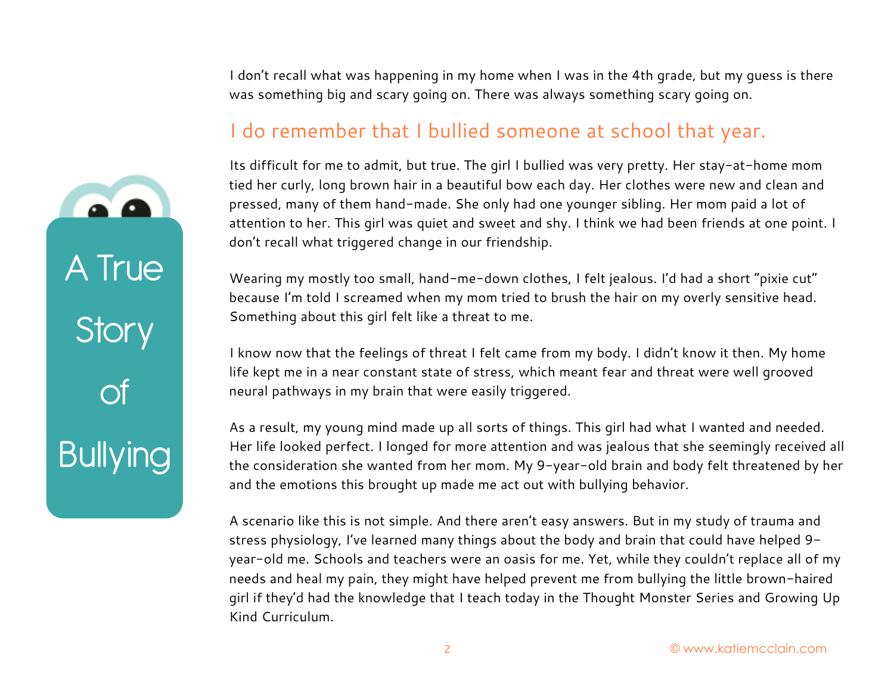# A True Story of Bullying

I don't recall what was happening in my home when I was in the 4th grade, but my guess is there was something big and scary going on. There was always something scary going on.

## I do remember that I bullied someone at school that year.

Its difficult for me to admit, but true. The girl I bullied was very pretty. Her stay-at-home mom tied her curly, long brown hair in a beautiful bow each day. Her clothes were new and clean and pressed, many of them hand-made. She only had one younger sibling. Her mom paid a lot of attention to her. This girl was quiet and sweet and shy. I think we had been friends at one point. I don't recall what triggered change in our friendship.

Wearing my mostly too small, hand-me-down clothes, I felt jealous. I'd had a short "pixie cut" because I'm told I screamed when my mom tried to brush the hair on my overly sensitive head. Something about this girl felt like a threat to me.

I know now that the feelings of threat I felt came from my body. I didn't know it then. My home life kept me in a near constant state of stress, which meant fear and threat were well grooved neural pathways in my brain that were easily triggered.

As a result, my young mind made up all sorts of things. This girl had what I wanted and needed. Her life looked perfect. I longed for more attention and was jealous that she seemingly received all the consideration she wanted from her mom. My 9-year-old brain and body felt threatened by her and the emotions this brought up made me act out with bullying behavior.

A scenario like this is not simple. And there aren't easy answers. But in my study of trauma and stress physiology, I've learned many things about the body and brain that could have helped 9-year-old me. Schools and teachers were an oasis for me. Yet, while they couldn't replace all of my needs and heal my pain, they might have helped prevent me from bullying the little brown-haired girl if they'd had the knowledge that I teach today in the Thought Monster Series and Growing Up Kind Curriculum.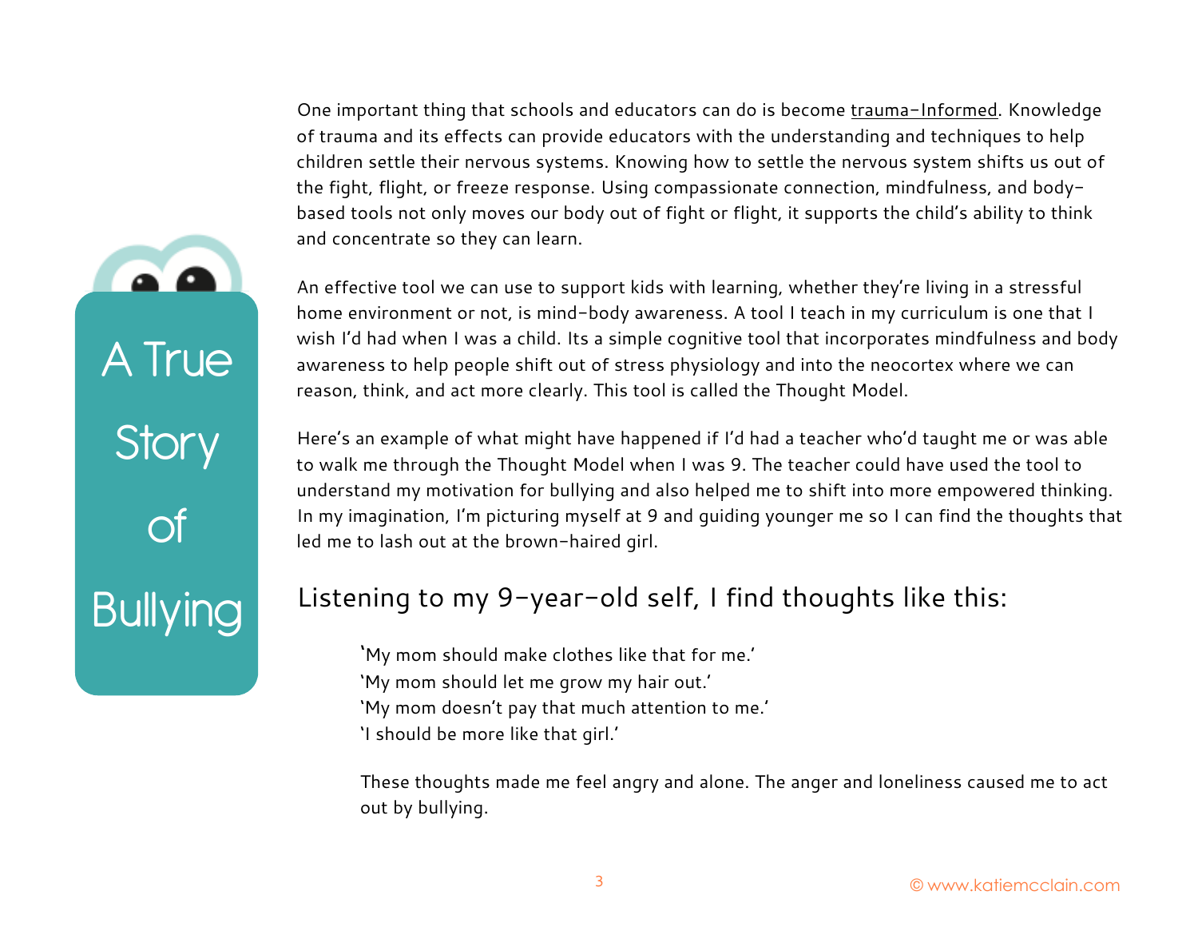A True Story of Bullying

One important thing that schools and educators can do is become trauma-Informed. Knowledge of trauma and its effects can provide educators with the understanding and techniques to help children settle their nervous systems. Knowing how to settle the nervous system shifts us out of the fight, flight, or freeze response. Using compassionate connection, mindfulness, and body-based tools not only moves our body out of fight or flight, it supports the child's ability to think and concentrate so they can learn.

An effective tool we can use to support kids with learning, whether they're living in a stressful home environment or not, is mind-body awareness. A tool I teach in my curriculum is one that I wish I'd had when I was a child. Its a simple cognitive tool that incorporates mindfulness and body awareness to help people shift out of stress physiology and into the neocortex where we can reason, think, and act more clearly. This tool is called the Thought Model.

Here's an example of what might have happened if I'd had a teacher who'd taught me or was able to walk me through the Thought Model when I was 9. The teacher could have used the tool to understand my motivation for bullying and also helped me to shift into more empowered thinking. In my imagination, I'm picturing myself at 9 and guiding younger me so I can find the thoughts that led me to lash out at the brown-haired girl.

## Listening to my 9-year-old self, I find thoughts like this:

> 'My mom should make clothes like that for me.'
> 'My mom should let me grow my hair out.'
> 'My mom doesn't pay that much attention to me.'
> 'I should be more like that girl.'
>
> These thoughts made me feel angry and alone. The anger and loneliness caused me to act out by bullying.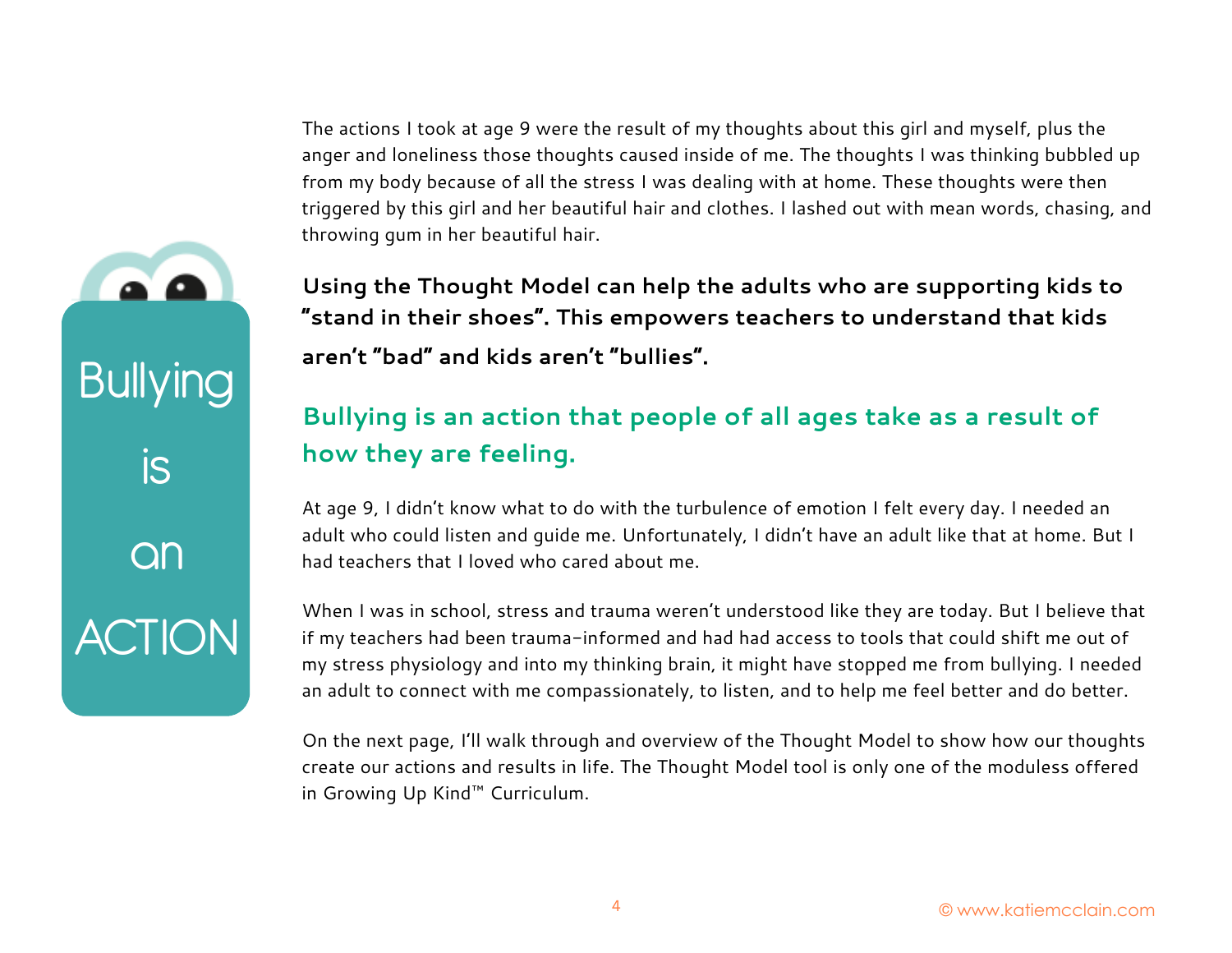**Bullying is an ACTION**

The actions I took at age 9 were the result of my thoughts about this girl and myself, plus the anger and loneliness those thoughts caused inside of me. The thoughts I was thinking bubbled up from my body because of all the stress I was dealing with at home. These thoughts were then triggered by this girl and her beautiful hair and clothes. I lashed out with mean words, chasing, and throwing gum in her beautiful hair.

**Using the Thought Model can help the adults who are supporting kids to "stand in their shoes". This empowers teachers to understand that kids aren't "bad" and kids aren't "bullies".**

## Bullying is an action that people of all ages take as a result of how they are feeling.

At age 9, I didn't know what to do with the turbulence of emotion I felt every day. I needed an adult who could listen and guide me. Unfortunately, I didn't have an adult like that at home. But I had teachers that I loved who cared about me.

When I was in school, stress and trauma weren't understood like they are today. But I believe that if my teachers had been trauma-informed and had had access to tools that could shift me out of my stress physiology and into my thinking brain, it might have stopped me from bullying. I needed an adult to connect with me compassionately, to listen, and to help me feel better and do better.

On the next page, I'll walk through and overview of the Thought Model to show how our thoughts create our actions and results in life. The Thought Model tool is only one of the moduless offered in Growing Up Kind™ Curriculum.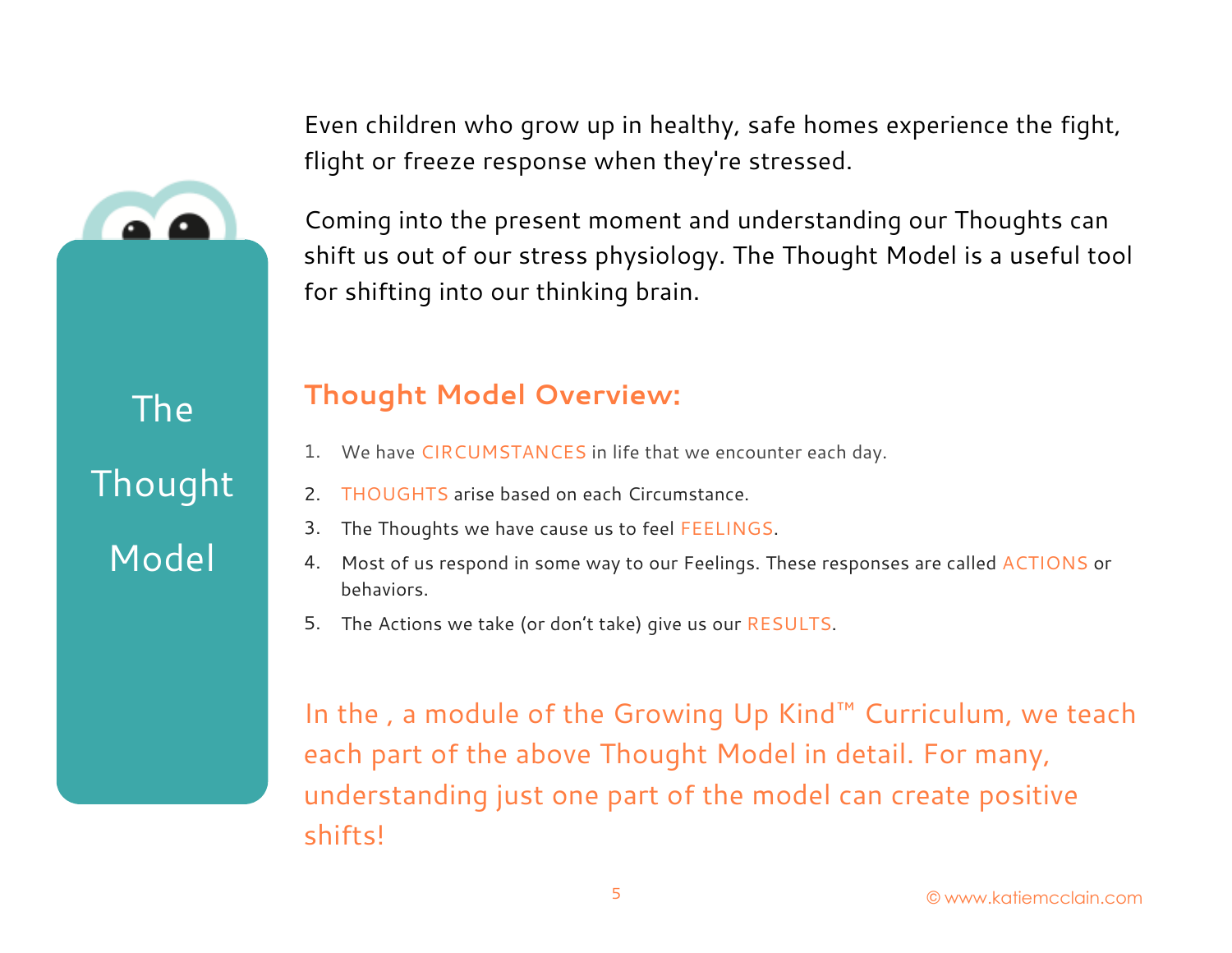# The Thought Model

Even children who grow up in healthy, safe homes experience the fight, flight or freeze response when they're stressed.

Coming into the present moment and understanding our Thoughts can shift us out of our stress physiology. The Thought Model is a useful tool for shifting into our thinking brain.

## Thought Model Overview:

1. We have CIRCUMSTANCES in life that we encounter each day.
2. THOUGHTS arise based on each Circumstance.
3. The Thoughts we have cause us to feel FEELINGS.
4. Most of us respond in some way to our Feelings. These responses are called ACTIONS or behaviors.
5. The Actions we take (or don't take) give us our RESULTS.

In the , a module of the Growing Up Kind™ Curriculum, we teach each part of the above Thought Model in detail. For many, understanding just one part of the model can create positive shifts!

© www.katiemcclain.com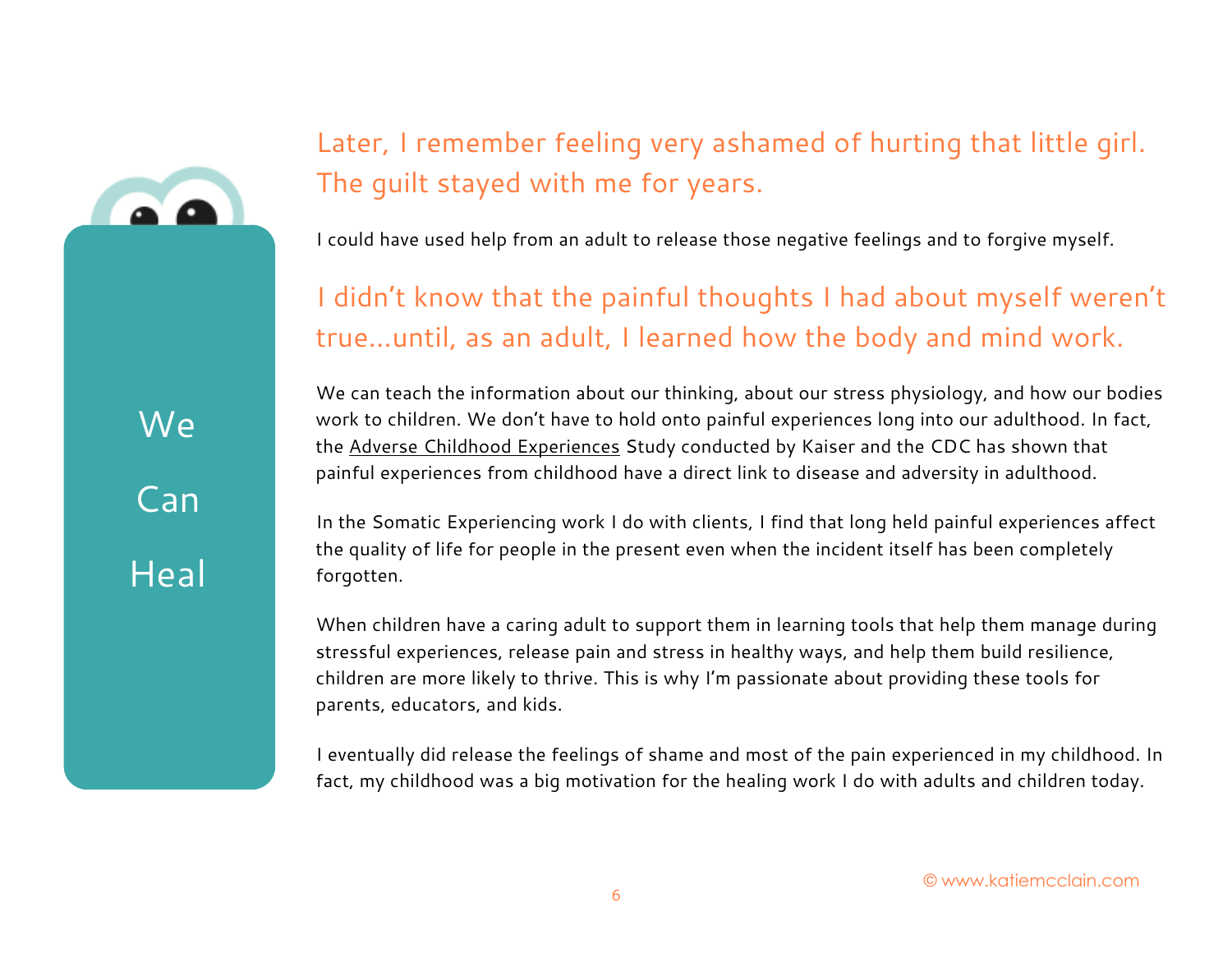We Can Heal

## Later, I remember feeling very ashamed of hurting that little girl. The guilt stayed with me for years.

I could have used help from an adult to release those negative feelings and to forgive myself.

## I didn't know that the painful thoughts I had about myself weren't true…until, as an adult, I learned how the body and mind work.

We can teach the information about our thinking, about our stress physiology, and how our bodies work to children. We don't have to hold onto painful experiences long into our adulthood. In fact, the Adverse Childhood Experiences Study conducted by Kaiser and the CDC has shown that painful experiences from childhood have a direct link to disease and adversity in adulthood.

In the Somatic Experiencing work I do with clients, I find that long held painful experiences affect the quality of life for people in the present even when the incident itself has been completely forgotten.

When children have a caring adult to support them in learning tools that help them manage during stressful experiences, release pain and stress in healthy ways, and help them build resilience, children are more likely to thrive. This is why I'm passionate about providing these tools for parents, educators, and kids.

I eventually did release the feelings of shame and most of the pain experienced in my childhood. In fact, my childhood was a big motivation for the healing work I do with adults and children today.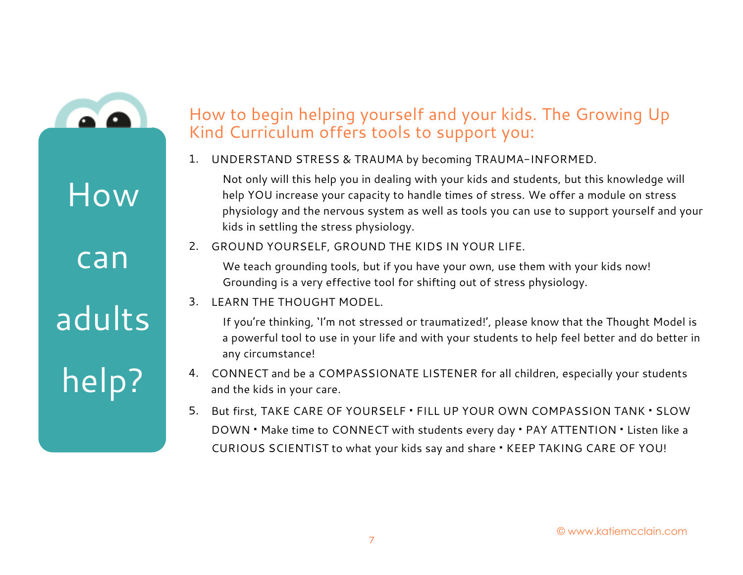# How can adults help?

## How to begin helping yourself and your kids. The Growing Up Kind Curriculum offers tools to support you:

1. UNDERSTAND STRESS & TRAUMA by becoming TRAUMA-INFORMED.

   Not only will this help you in dealing with your kids and students, but this knowledge will help YOU increase your capacity to handle times of stress. We offer a module on stress physiology and the nervous system as well as tools you can use to support yourself and your kids in settling the stress physiology.

2. GROUND YOURSELF, GROUND THE KIDS IN YOUR LIFE.

   We teach grounding tools, but if you have your own, use them with your kids now! Grounding is a very effective tool for shifting out of stress physiology.

3. LEARN THE THOUGHT MODEL.

   If you're thinking, 'I'm not stressed or traumatized!', please know that the Thought Model is a powerful tool to use in your life and with your students to help feel better and do better in any circumstance!

4. CONNECT and be a COMPASSIONATE LISTENER for all children, especially your students and the kids in your care.

5. But first, TAKE CARE OF YOURSELF ▪ FILL UP YOUR OWN COMPASSION TANK ▪ SLOW DOWN ▪ Make time to CONNECT with students every day ▪ PAY ATTENTION ▪ Listen like a CURIOUS SCIENTIST to what your kids say and share ▪ KEEP TAKING CARE OF YOU!

© www.katiemcclain.com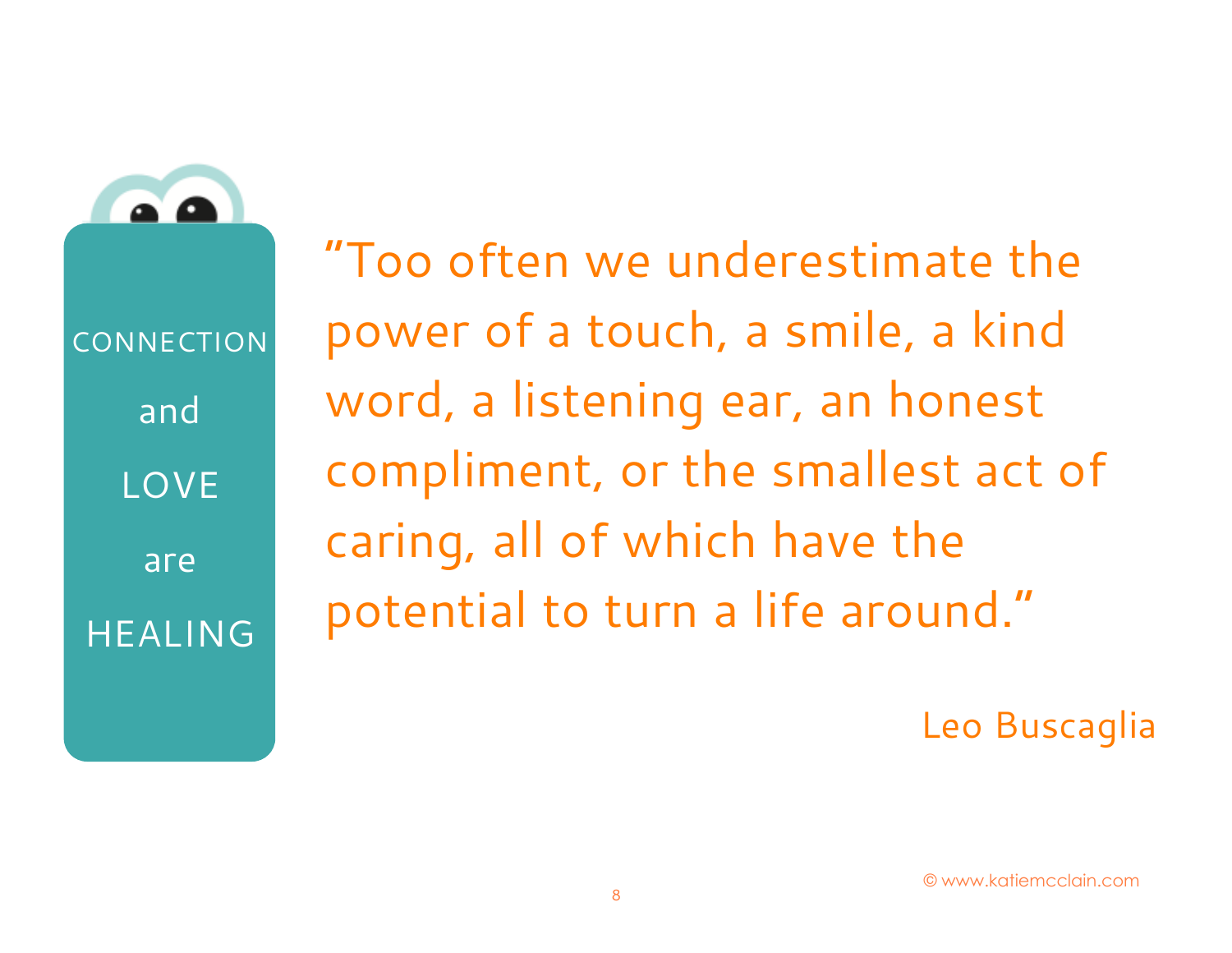CONNECTION

and

LOVE

are

HEALING

"Too often we underestimate the power of a touch, a smile, a kind word, a listening ear, an honest compliment, or the smallest act of caring, all of which have the potential to turn a life around."

Leo Buscaglia

© www.katiemcclain.com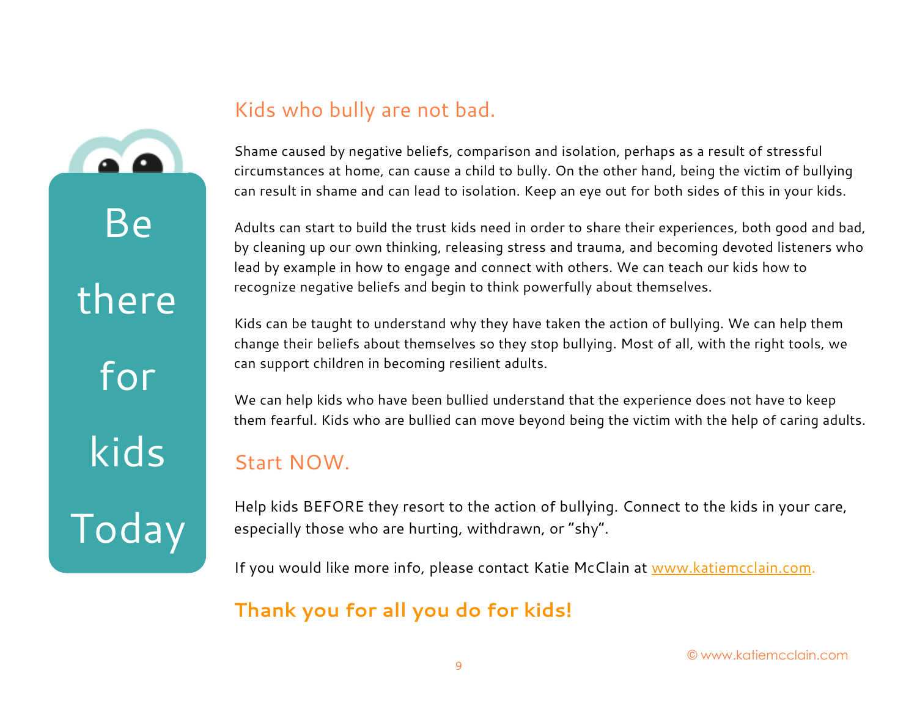Be there for kids Today

## Kids who bully are not bad.

Shame caused by negative beliefs, comparison and isolation, perhaps as a result of stressful circumstances at home, can cause a child to bully. On the other hand, being the victim of bullying can result in shame and can lead to isolation. Keep an eye out for both sides of this in your kids.

Adults can start to build the trust kids need in order to share their experiences, both good and bad, by cleaning up our own thinking, releasing stress and trauma, and becoming devoted listeners who lead by example in how to engage and connect with others. We can teach our kids how to recognize negative beliefs and begin to think powerfully about themselves.

Kids can be taught to understand why they have taken the action of bullying. We can help them change their beliefs about themselves so they stop bullying. Most of all, with the right tools, we can support children in becoming resilient adults.

We can help kids who have been bullied understand that the experience does not have to keep them fearful. Kids who are bullied can move beyond being the victim with the help of caring adults.

## Start NOW.

Help kids BEFORE they resort to the action of bullying. Connect to the kids in your care, especially those who are hurting, withdrawn, or "shy".

If you would like more info, please contact Katie McClain at [www.katiemcclain.com](www.katiemcclain.com).

**Thank you for all you do for kids!**

© www.katiemcclain.com